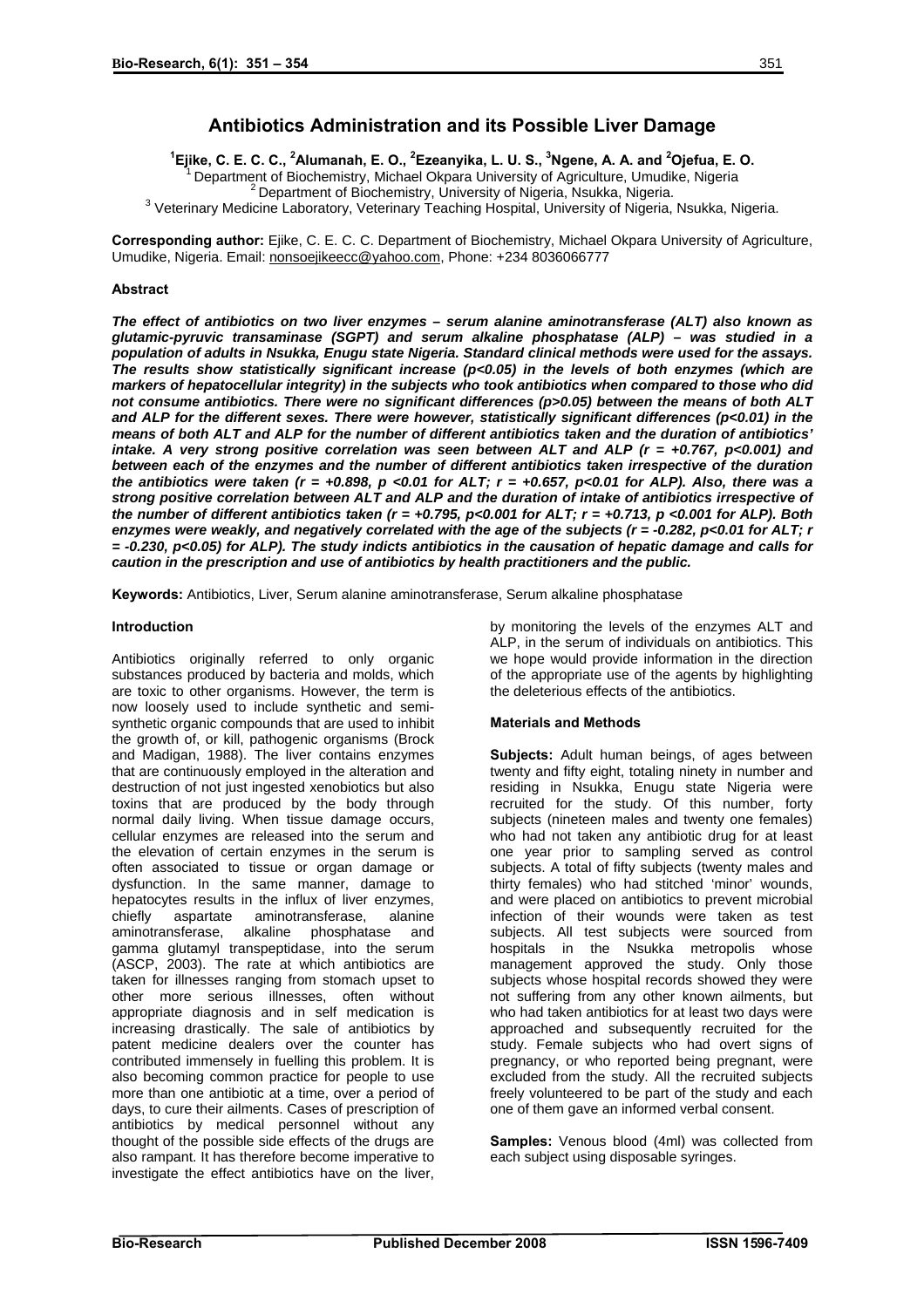# Antibiotics Administration and its Possible Liver Damage

**[1]Ejike, C. E. C. C., [2]Alumanah, E. O., [2]Ezeanyika, L. U. S., [3]Ngene, A. A. and [2]Ojefua, E. O.**

[1] Department of Biochemistry, Michael Okpara University of Agriculture, Umudike, Nigeria
[2] Department of Biochemistry, University of Nigeria, Nsukka, Nigeria.
[3] Veterinary Medicine Laboratory, Veterinary Teaching Hospital, University of Nigeria, Nsukka, Nigeria.

**Corresponding author:** Ejike, C. E. C. C. Department of Biochemistry, Michael Okpara University of Agriculture, Umudike, Nigeria. Email: nonsoejikeecc@yahoo.com, Phone: +234 8036066777

### Abstract

***The effect of antibiotics on two liver enzymes – serum alanine aminotransferase (ALT) also known as glutamic-pyruvic transaminase (SGPT) and serum alkaline phosphatase (ALP) – was studied in a population of adults in Nsukka, Enugu state Nigeria. Standard clinical methods were used for the assays. The results show statistically significant increase ($p<0.05$) in the levels of both enzymes (which are markers of hepatocellular integrity) in the subjects who took antibiotics when compared to those who did not consume antibiotics. There were no significant differences ($p>0.05$) between the means of both ALT and ALP for the different sexes. There were however, statistically significant differences ($p<0.01$) in the means of both ALT and ALP for the number of different antibiotics taken and the duration of antibiotics' intake. A very strong positive correlation was seen between ALT and ALP ($r = +0.767$, $p<0.001$) and between each of the enzymes and the number of different antibiotics taken irrespective of the duration the antibiotics were taken ($r = +0.898$, $p <0.01$ for ALT; $r = +0.657$, $p<0.01$ for ALP). Also, there was a strong positive correlation between ALT and ALP and the duration of intake of antibiotics irrespective of the number of different antibiotics taken ($r = +0.795$, $p<0.001$ for ALT; $r = +0.713$, $p <0.001$ for ALP). Both enzymes were weakly, and negatively correlated with the age of the subjects ($r = -0.282$, $p<0.01$ for ALT; $r = -0.230$, $p<0.05$) for ALP). The study indicts antibiotics in the causation of hepatic damage and calls for caution in the prescription and use of antibiotics by health practitioners and the public.***

**Keywords:** Antibiotics, Liver, Serum alanine aminotransferase, Serum alkaline phosphatase

### Introduction

Antibiotics originally referred to only organic substances produced by bacteria and molds, which are toxic to other organisms. However, the term is now loosely used to include synthetic and semi-synthetic organic compounds that are used to inhibit the growth of, or kill, pathogenic organisms (Brock and Madigan, 1988). The liver contains enzymes that are continuously employed in the alteration and destruction of not just ingested xenobiotics but also toxins that are produced by the body through normal daily living. When tissue damage occurs, cellular enzymes are released into the serum and the elevation of certain enzymes in the serum is often associated to tissue or organ damage or dysfunction. In the same manner, damage to hepatocytes results in the influx of liver enzymes, chiefly aspartate aminotransferase, alanine aminotransferase, alkaline phosphatase and gamma glutamyl transpeptidase, into the serum (ASCP, 2003). The rate at which antibiotics are taken for illnesses ranging from stomach upset to other more serious illnesses, often without appropriate diagnosis and in self medication is increasing drastically. The sale of antibiotics by patent medicine dealers over the counter has contributed immensely in fuelling this problem. It is also becoming common practice for people to use more than one antibiotic at a time, over a period of days, to cure their ailments. Cases of prescription of antibiotics by medical personnel without any thought of the possible side effects of the drugs are also rampant. It has therefore become imperative to investigate the effect antibiotics have on the liver, by monitoring the levels of the enzymes ALT and ALP, in the serum of individuals on antibiotics. This we hope would provide information in the direction of the appropriate use of the agents by highlighting the deleterious effects of the antibiotics.

### Materials and Methods

**Subjects:** Adult human beings, of ages between twenty and fifty eight, totaling ninety in number and residing in Nsukka, Enugu state Nigeria were recruited for the study. Of this number, forty subjects (nineteen males and twenty one females) who had not taken any antibiotic drug for at least one year prior to sampling served as control subjects. A total of fifty subjects (twenty males and thirty females) who had stitched 'minor' wounds, and were placed on antibiotics to prevent microbial infection of their wounds were taken as test subjects. All test subjects were sourced from hospitals in the Nsukka metropolis whose management approved the study. Only those subjects whose hospital records showed they were not suffering from any other known ailments, but who had taken antibiotics for at least two days were approached and subsequently recruited for the study. Female subjects who had overt signs of pregnancy, or who reported being pregnant, were excluded from the study. All the recruited subjects freely volunteered to be part of the study and each one of them gave an informed verbal consent.

**Samples:** Venous blood (4ml) was collected from each subject using disposable syringes.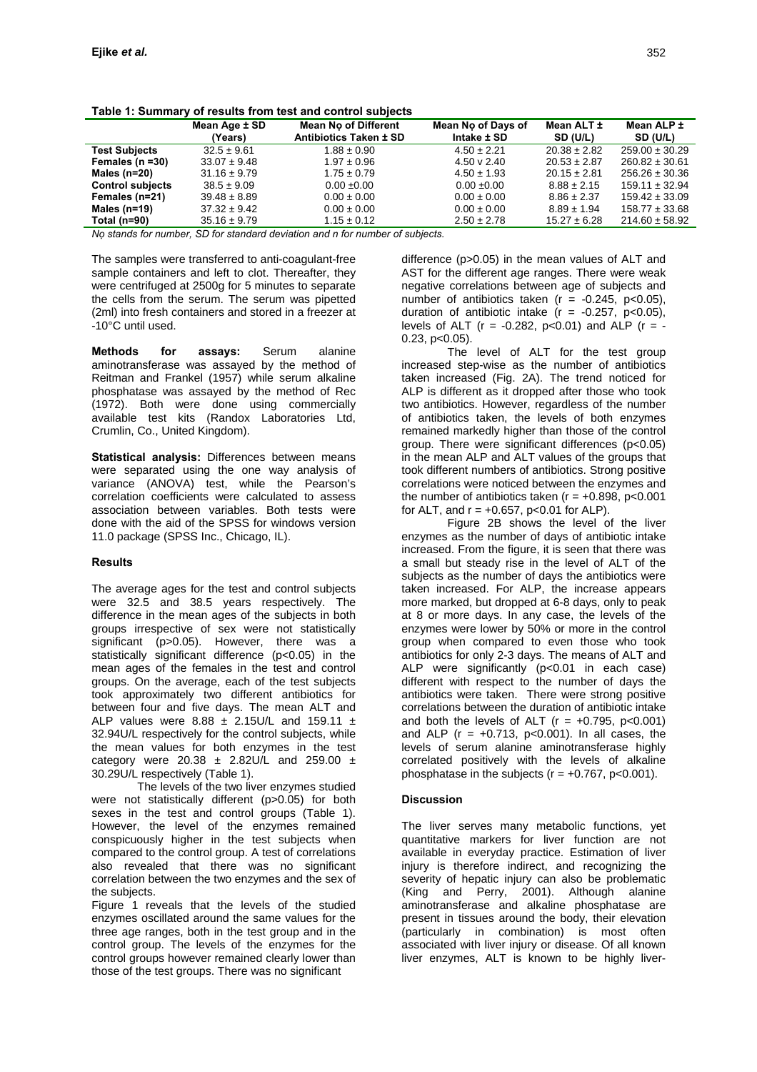**Table 1: Summary of results from test and control subjects**

| | Mean Age ± SD (Years) | Mean Nọ of Different Antibiotics Taken ± SD | Mean Nọ of Days of Intake ± SD | Mean ALT ± SD (U/L) | Mean ALP ± SD (U/L) |
|---|---|---|---|---|---|
| **Test Subjects** | 32.5 ± 9.61 | 1.88 ± 0.90 | 4.50 ± 2.21 | 20.38 ± 2.82 | 259.00 ± 30.29 |
| **Females (n =30)** | 33.07 ± 9.48 | 1.97 ± 0.96 | 4.50 v 2.40 | 20.53 ± 2.87 | 260.82 ± 30.61 |
| **Males (n=20)** | 31.16 ± 9.79 | 1.75 ± 0.79 | 4.50 ± 1.93 | 20.15 ± 2.81 | 256.26 ± 30.36 |
| **Control subjects** | 38.5 ± 9.09 | 0.00 ±0.00 | 0.00 ±0.00 | 8.88 ± 2.15 | 159.11 ± 32.94 |
| **Females (n=21)** | 39.48 ± 8.89 | 0.00 ± 0.00 | 0.00 ± 0.00 | 8.86 ± 2.37 | 159.42 ± 33.09 |
| **Males (n=19)** | 37.32 ± 9.42 | 0.00 ± 0.00 | 0.00 ± 0.00 | 8.89 ± 1.94 | 158.77 ± 33.68 |
| **Total (n=90)** | 35.16 ± 9.79 | 1.15 ± 0.12 | 2.50 ± 2.78 | 15.27 ± 6.28 | 214.60 ± 58.92 |

*Nọ stands for number, SD for standard deviation and n for number of subjects.*

The samples were transferred to anti-coagulant-free sample containers and left to clot. Thereafter, they were centrifuged at 2500g for 5 minutes to separate the cells from the serum. The serum was pipetted (2ml) into fresh containers and stored in a freezer at -10°C until used.

**Methods for assays:** Serum alanine aminotransferase was assayed by the method of Reitman and Frankel (1957) while serum alkaline phosphatase was assayed by the method of Rec (1972). Both were done using commercially available test kits (Randox Laboratories Ltd, Crumlin, Co., United Kingdom).

**Statistical analysis:** Differences between means were separated using the one way analysis of variance (ANOVA) test, while the Pearson's correlation coefficients were calculated to assess association between variables. Both tests were done with the aid of the SPSS for windows version 11.0 package (SPSS Inc., Chicago, IL).

## Results

The average ages for the test and control subjects were 32.5 and 38.5 years respectively. The difference in the mean ages of the subjects in both groups irrespective of sex were not statistically significant ($p>0.05$). However, there was a statistically significant difference ($p<0.05$) in the mean ages of the females in the test and control groups. On the average, each of the test subjects took approximately two different antibiotics for between four and five days. The mean ALT and ALP values were 8.88 ± 2.15U/L and 159.11 ± 32.94U/L respectively for the control subjects, while the mean values for both enzymes in the test category were 20.38 ± 2.82U/L and 259.00 ± 30.29U/L respectively (Table 1).

The levels of the two liver enzymes studied were not statistically different ($p>0.05$) for both sexes in the test and control groups (Table 1). However, the level of the enzymes remained conspicuously higher in the test subjects when compared to the control group. A test of correlations also revealed that there was no significant correlation between the two enzymes and the sex of the subjects.

Figure 1 reveals that the levels of the studied enzymes oscillated around the same values for the three age ranges, both in the test group and in the control group. The levels of the enzymes for the control groups however remained clearly lower than those of the test groups. There was no significant difference ($p>0.05$) in the mean values of ALT and AST for the different age ranges. There were weak negative correlations between age of subjects and number of antibiotics taken ($r = -0.245$, $p<0.05$), duration of antibiotic intake ($r = -0.257$, $p<0.05$), levels of ALT ($r = -0.282$, $p<0.01$) and ALP ($r = -0.23$, $p<0.05$).

The level of ALT for the test group increased step-wise as the number of antibiotics taken increased (Fig. 2A). The trend noticed for ALP is different as it dropped after those who took two antibiotics. However, regardless of the number of antibiotics taken, the levels of both enzymes remained markedly higher than those of the control group. There were significant differences ($p<0.05$) in the mean ALP and ALT values of the groups that took different numbers of antibiotics. Strong positive correlations were noticed between the enzymes and the number of antibiotics taken ($r = +0.898$, $p<0.001$ for ALT, and $r = +0.657$, $p<0.01$ for ALP).

Figure 2B shows the level of the liver enzymes as the number of days of antibiotic intake increased. From the figure, it is seen that there was a small but steady rise in the level of ALT of the subjects as the number of days the antibiotics were taken increased. For ALP, the increase appears more marked, but dropped at 6-8 days, only to peak at 8 or more days. In any case, the levels of the enzymes were lower by 50% or more in the control group when compared to even those who took antibiotics for only 2-3 days. The means of ALT and ALP were significantly ($p<0.01$ in each case) different with respect to the number of days the antibiotics were taken. There were strong positive correlations between the duration of antibiotic intake and both the levels of ALT ($r = +0.795$, $p<0.001$) and ALP ($r = +0.713$, $p<0.001$). In all cases, the levels of serum alanine aminotransferase highly correlated positively with the levels of alkaline phosphatase in the subjects ($r = +0.767$, $p<0.001$).

## Discussion

The liver serves many metabolic functions, yet quantitative markers for liver function are not available in everyday practice. Estimation of liver injury is therefore indirect, and recognizing the severity of hepatic injury can also be problematic (King and Perry, 2001). Although alanine aminotransferase and alkaline phosphatase are present in tissues around the body, their elevation (particularly in combination) is most often associated with liver injury or disease. Of all known liver enzymes, ALT is known to be highly liver-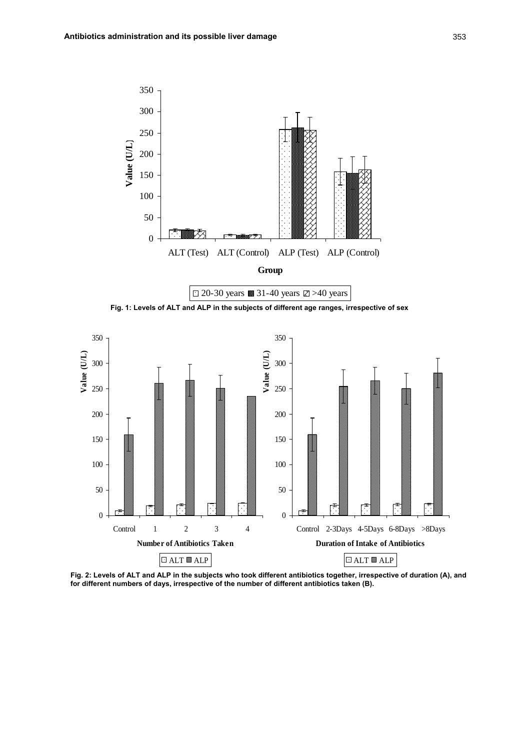Fig. 1: Levels of ALT and ALP in the subjects of different age ranges, irrespective of sex

Fig. 2: Levels of ALT and ALP in the subjects who took different antibiotics together, irrespective of duration (A), and for different numbers of days, irrespective of the number of different antibiotics taken (B).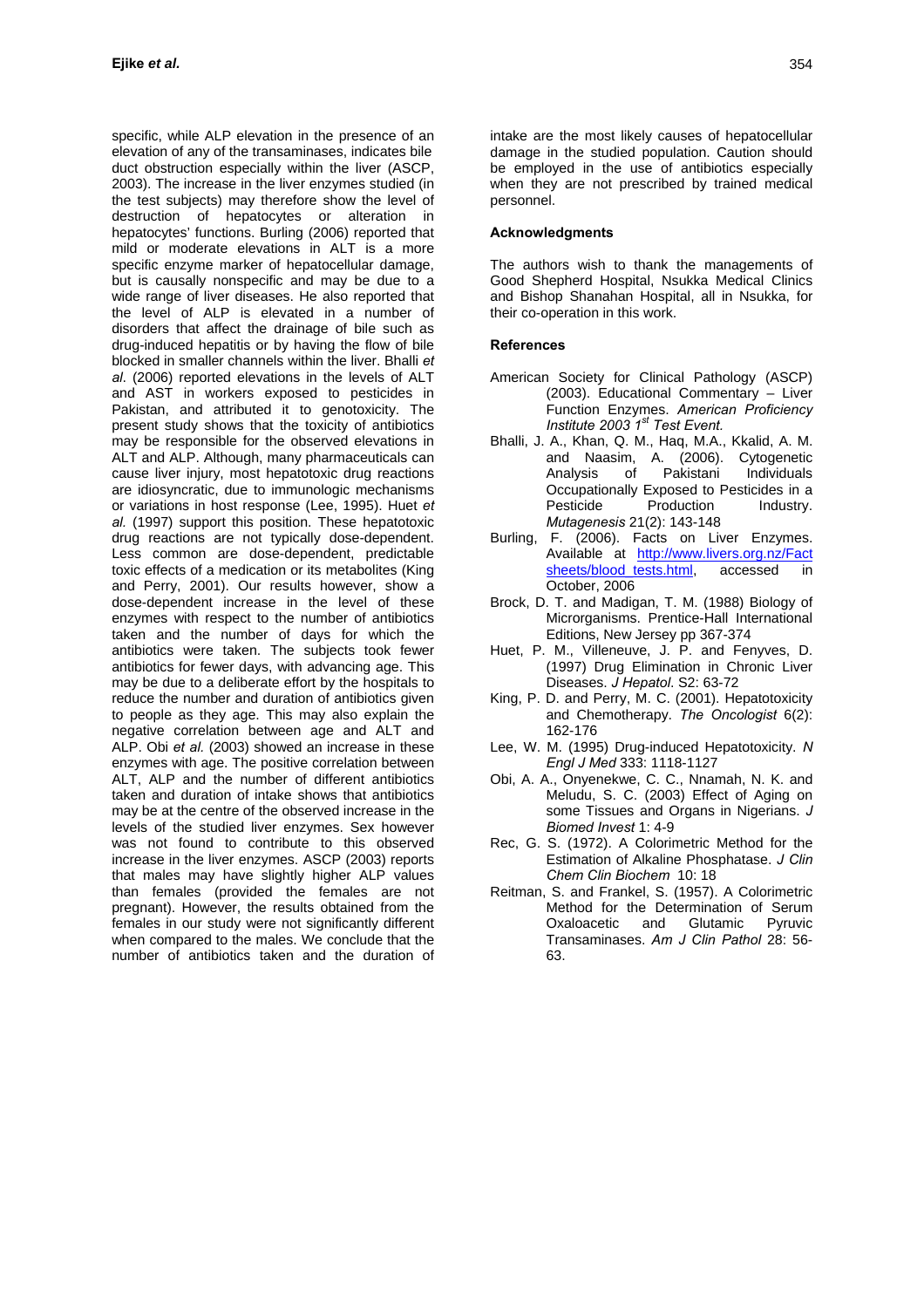specific, while ALP elevation in the presence of an elevation of any of the transaminases, indicates bile duct obstruction especially within the liver (ASCP, 2003). The increase in the liver enzymes studied (in the test subjects) may therefore show the level of destruction of hepatocytes or alteration in hepatocytes' functions. Burling (2006) reported that mild or moderate elevations in ALT is a more specific enzyme marker of hepatocellular damage, but is causally nonspecific and may be due to a wide range of liver diseases. He also reported that the level of ALP is elevated in a number of disorders that affect the drainage of bile such as drug-induced hepatitis or by having the flow of bile blocked in smaller channels within the liver. Bhalli *et al.* (2006) reported elevations in the levels of ALT and AST in workers exposed to pesticides in Pakistan, and attributed it to genotoxicity. The present study shows that the toxicity of antibiotics may be responsible for the observed elevations in ALT and ALP. Although, many pharmaceuticals can cause liver injury, most hepatotoxic drug reactions are idiosyncratic, due to immunologic mechanisms or variations in host response (Lee, 1995). Huet *et al.* (1997) support this position. These hepatotoxic drug reactions are not typically dose-dependent. Less common are dose-dependent, predictable toxic effects of a medication or its metabolites (King and Perry, 2001). Our results however, show a dose-dependent increase in the level of these enzymes with respect to the number of antibiotics taken and the number of days for which the antibiotics were taken. The subjects took fewer antibiotics for fewer days, with advancing age. This may be due to a deliberate effort by the hospitals to reduce the number and duration of antibiotics given to people as they age. This may also explain the negative correlation between age and ALT and ALP. Obi *et al.* (2003) showed an increase in these enzymes with age. The positive correlation between ALT, ALP and the number of different antibiotics taken and duration of intake shows that antibiotics may be at the centre of the observed increase in the levels of the studied liver enzymes. Sex however was not found to contribute to this observed increase in the liver enzymes. ASCP (2003) reports that males may have slightly higher ALP values than females (provided the females are not pregnant). However, the results obtained from the females in our study were not significantly different when compared to the males. We conclude that the number of antibiotics taken and the duration of intake are the most likely causes of hepatocellular damage in the studied population. Caution should be employed in the use of antibiotics especially when they are not prescribed by trained medical personnel.

### Acknowledgments

The authors wish to thank the managements of Good Shepherd Hospital, Nsukka Medical Clinics and Bishop Shanahan Hospital, all in Nsukka, for their co-operation in this work.

### References

American Society for Clinical Pathology (ASCP) (2003). Educational Commentary – Liver Function Enzymes. *American Proficiency Institute 2003 1st Test Event*.

Bhalli, J. A., Khan, Q. M., Haq, M.A., Kkalid, A. M. and Naasim, A. (2006). Cytogenetic Analysis of Pakistani Individuals Occupationally Exposed to Pesticides in a Pesticide Production Industry. *Mutagenesis* 21(2): 143-148

Burling, F. (2006). Facts on Liver Enzymes. Available at http://www.livers.org.nz/Factsheets/blood_tests.html, accessed in October, 2006

Brock, D. T. and Madigan, T. M. (1988) Biology of Microrganisms. Prentice-Hall International Editions, New Jersey pp 367-374

Huet, P. M., Villeneuve, J. P. and Fenyves, D. (1997) Drug Elimination in Chronic Liver Diseases. *J Hepatol*. S2: 63-72

King, P. D. and Perry, M. C. (2001). Hepatotoxicity and Chemotherapy. *The Oncologist* 6(2): 162-176

Lee, W. M. (1995) Drug-induced Hepatotoxicity. *N Engl J Med* 333: 1118-1127

Obi, A. A., Onyenekwe, C. C., Nnamah, N. K. and Meludu, S. C. (2003) Effect of Aging on some Tissues and Organs in Nigerians. *J Biomed Invest* 1: 4-9

Rec, G. S. (1972). A Colorimetric Method for the Estimation of Alkaline Phosphatase. *J Clin Chem Clin Biochem* 10: 18

Reitman, S. and Frankel, S. (1957). A Colorimetric Method for the Determination of Serum Oxaloacetic and Glutamic Pyruvic Transaminases. *Am J Clin Pathol* 28: 56-63.